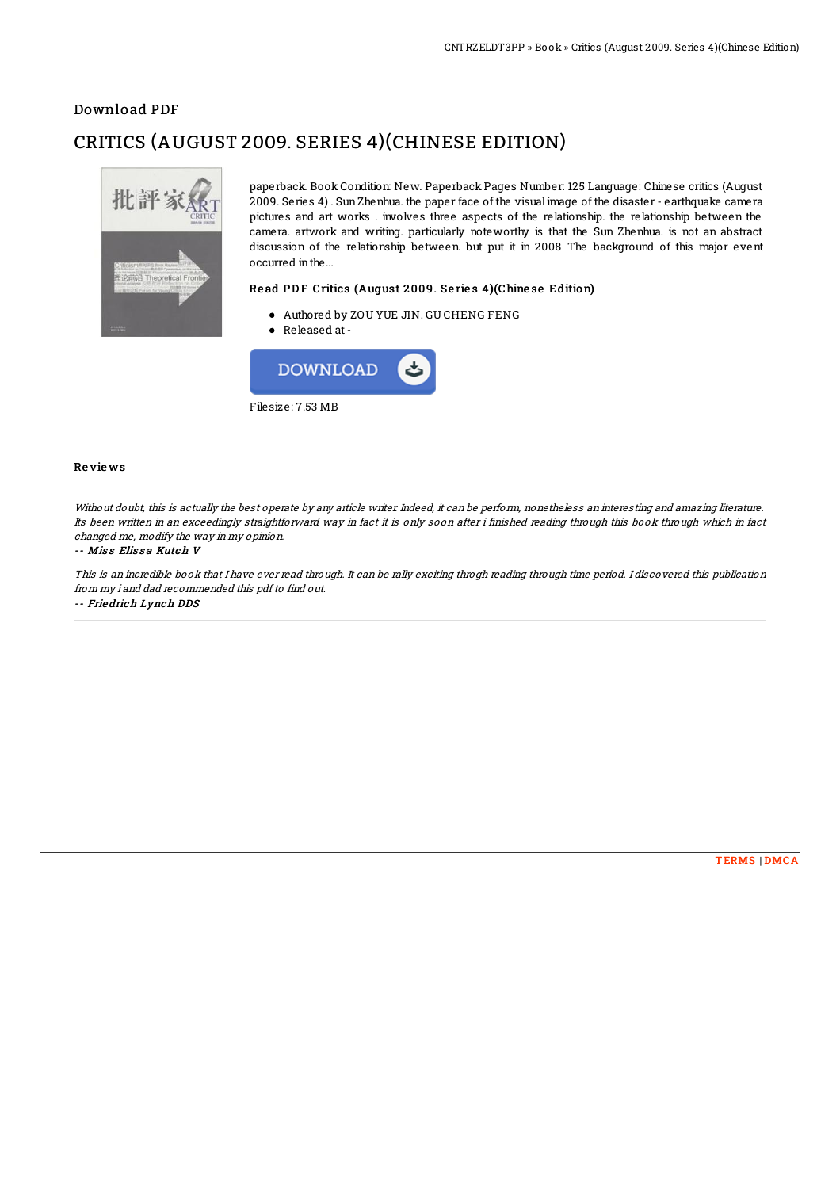Download PDF

# CRITICS (AUGUST 2009. SERIES 4)(CHINESE EDITION)

paperback. Book Condition: New. Paperback Pages Number: 125 Language: Chinese critics (August 2009. Series 4) . Sun Zhenhua. the paper face of the visual image of the disaster - earthquake camera pictures and art works . involves three aspects of the relationship. the relationship between the camera. artwork and writing. particularly noteworthy is that the Sun Zhenhua. is not an abstract discussion of the relationship between. but put it in 2008 The background of this major event occurred in the...

### Read PDF Critics (August 2009. Series 4)(Chinese Edition)

- Authored by ZOU YUE JIN. GU CHENG FENG
- Released at -

DOWNLOAD

Filesize: 7.53 MB

### Reviews

*Without doubt, this is actually the best operate by any article writer. Indeed, it can be perform, nonetheless an interesting and amazing literature. Its been written in an exceedingly straightforward way in fact it is only soon after i finished reading through this book through which in fact changed me, modify the way in my opinion.*

*-- Miss Elissa Kutch V*

*This is an incredible book that I have ever read through. It can be rally exciting throgh reading through time period. I discovered this publication from my i and dad recommended this pdf to find out.*

*-- Friedrich Lynch DDS*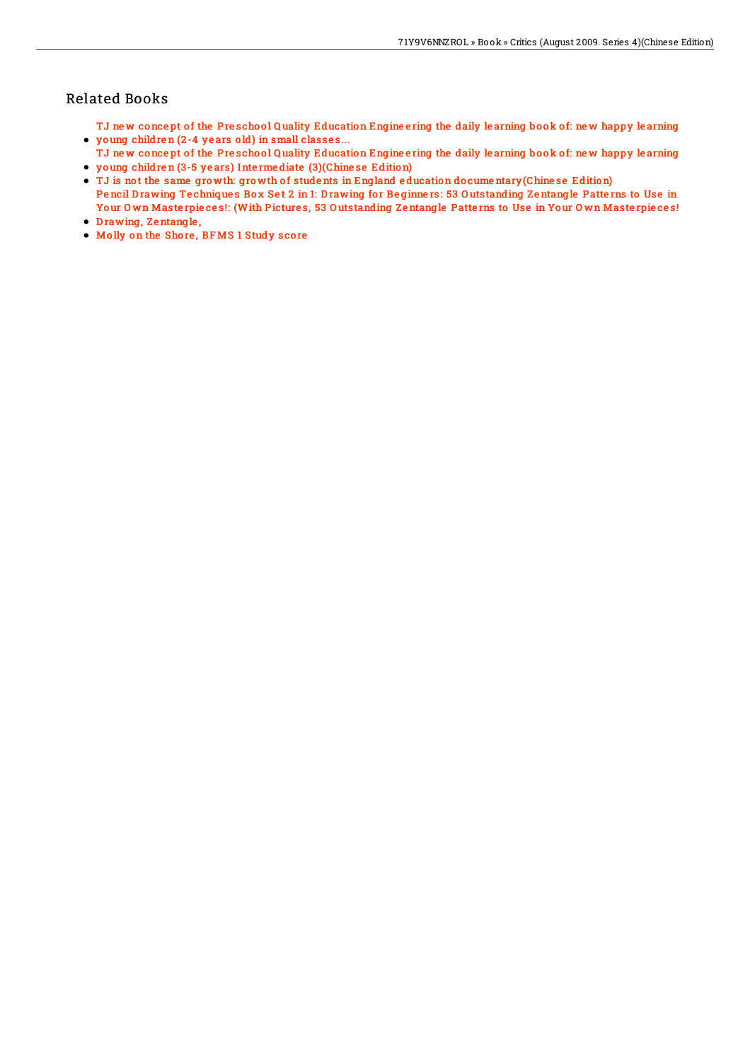## Related Books

- TJ new concept of the Preschool Quality Education Engineering the daily learning book of: new happy learning young children (2-4 years old) in small classes...
- TJ new concept of the Preschool Quality Education Engineering the daily learning book of: new happy learning young children (3-5 years) Intermediate (3)(Chinese Edition)
- TJ is not the same growth: growth of students in England education documentary(Chinese Edition)
- Pencil Drawing Techniques Box Set 2 in 1: Drawing for Beginners: 53 Outstanding Zentangle Patterns to Use in Your Own Masterpieces!: (With Pictures, 53 Outstanding Zentangle Patterns to Use in Your Own Masterpieces! Drawing, Zentangle,
- Molly on the Shore, BFMS 1 Study score